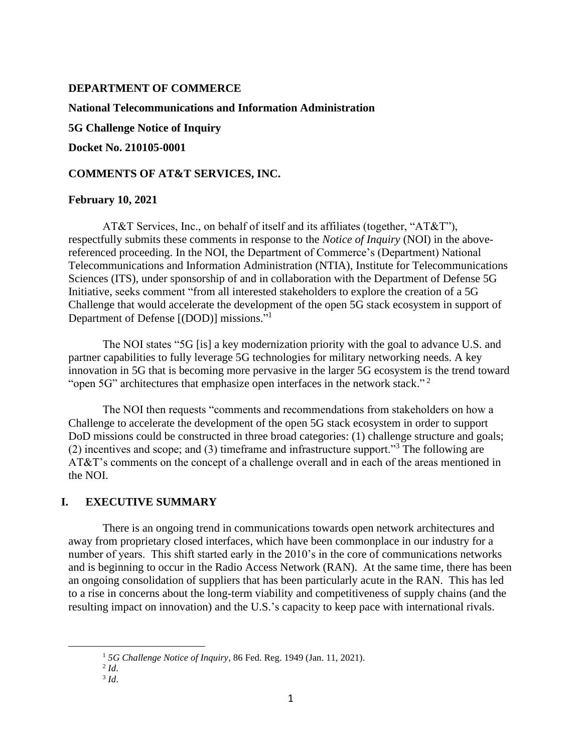**DEPARTMENT OF COMMERCE**

**National Telecommunications and Information Administration**

**5G Challenge Notice of Inquiry**

**Docket No. 210105-0001**

**COMMENTS OF AT&T SERVICES, INC.**

**February 10, 2021**

AT&T Services, Inc., on behalf of itself and its affiliates (together, "AT&T"), respectfully submits these comments in response to the *Notice of Inquiry* (NOI) in the above-referenced proceeding. In the NOI, the Department of Commerce's (Department) National Telecommunications and Information Administration (NTIA), Institute for Telecommunications Sciences (ITS), under sponsorship of and in collaboration with the Department of Defense 5G Initiative, seeks comment "from all interested stakeholders to explore the creation of a 5G Challenge that would accelerate the development of the open 5G stack ecosystem in support of Department of Defense [(DOD)] missions."[1]

The NOI states "5G [is] a key modernization priority with the goal to advance U.S. and partner capabilities to fully leverage 5G technologies for military networking needs. A key innovation in 5G that is becoming more pervasive in the larger 5G ecosystem is the trend toward "open 5G" architectures that emphasize open interfaces in the network stack."[2]

The NOI then requests "comments and recommendations from stakeholders on how a Challenge to accelerate the development of the open 5G stack ecosystem in order to support DoD missions could be constructed in three broad categories: (1) challenge structure and goals; (2) incentives and scope; and (3) timeframe and infrastructure support."[3] The following are AT&T's comments on the concept of a challenge overall and in each of the areas mentioned in the NOI.

## I. EXECUTIVE SUMMARY

There is an ongoing trend in communications towards open network architectures and away from proprietary closed interfaces, which have been commonplace in our industry for a number of years. This shift started early in the 2010's in the core of communications networks and is beginning to occur in the Radio Access Network (RAN). At the same time, there has been an ongoing consolidation of suppliers that has been particularly acute in the RAN. This has led to a rise in concerns about the long-term viability and competitiveness of supply chains (and the resulting impact on innovation) and the U.S.'s capacity to keep pace with international rivals.

---

[1] *5G Challenge Notice of Inquiry*, 86 Fed. Reg. 1949 (Jan. 11, 2021).

[2] *Id*.

[3] *Id*.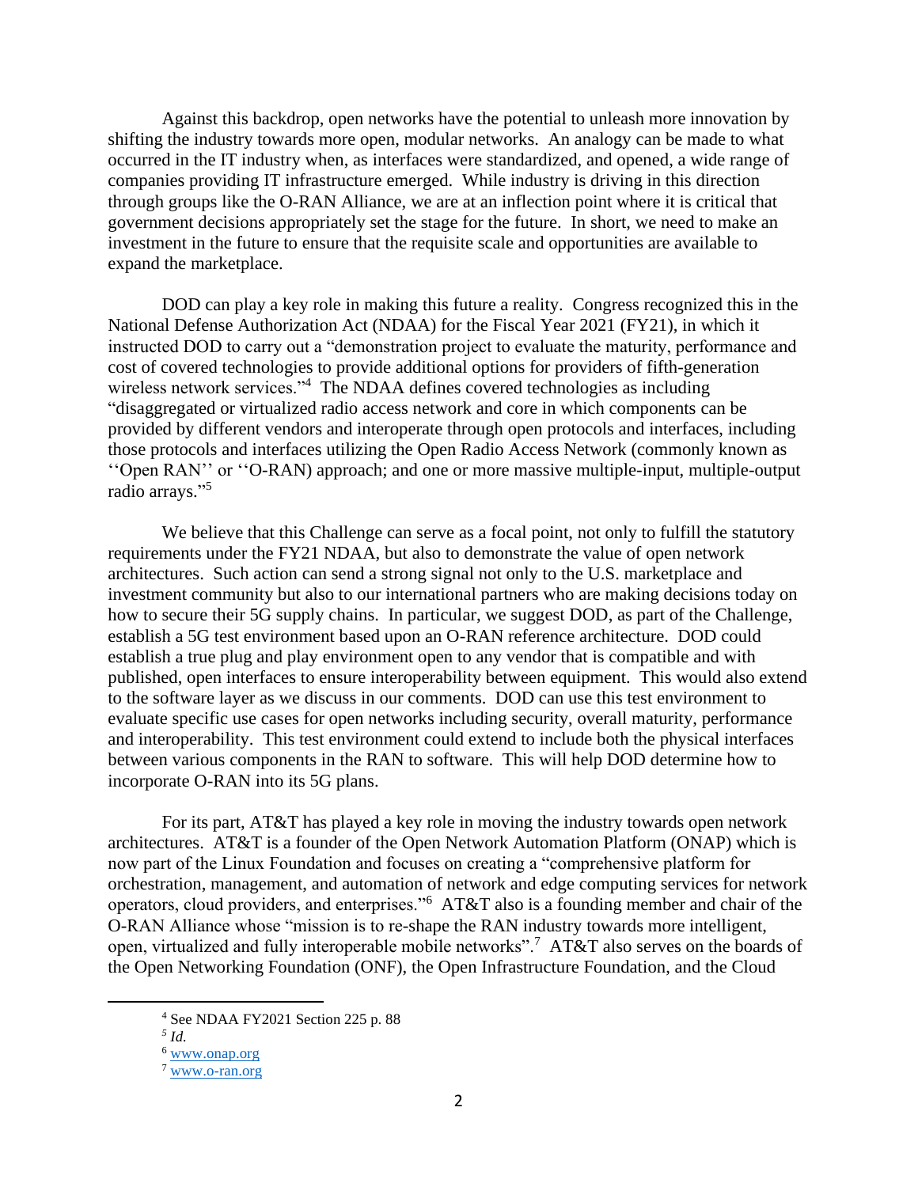Against this backdrop, open networks have the potential to unleash more innovation by shifting the industry towards more open, modular networks. An analogy can be made to what occurred in the IT industry when, as interfaces were standardized, and opened, a wide range of companies providing IT infrastructure emerged. While industry is driving in this direction through groups like the O-RAN Alliance, we are at an inflection point where it is critical that government decisions appropriately set the stage for the future. In short, we need to make an investment in the future to ensure that the requisite scale and opportunities are available to expand the marketplace.

DOD can play a key role in making this future a reality. Congress recognized this in the National Defense Authorization Act (NDAA) for the Fiscal Year 2021 (FY21), in which it instructed DOD to carry out a "demonstration project to evaluate the maturity, performance and cost of covered technologies to provide additional options for providers of fifth-generation wireless network services."[4] The NDAA defines covered technologies as including "disaggregated or virtualized radio access network and core in which components can be provided by different vendors and interoperate through open protocols and interfaces, including those protocols and interfaces utilizing the Open Radio Access Network (commonly known as ''Open RAN'' or ''O-RAN) approach; and one or more massive multiple-input, multiple-output radio arrays."[5]

We believe that this Challenge can serve as a focal point, not only to fulfill the statutory requirements under the FY21 NDAA, but also to demonstrate the value of open network architectures. Such action can send a strong signal not only to the U.S. marketplace and investment community but also to our international partners who are making decisions today on how to secure their 5G supply chains. In particular, we suggest DOD, as part of the Challenge, establish a 5G test environment based upon an O-RAN reference architecture. DOD could establish a true plug and play environment open to any vendor that is compatible and with published, open interfaces to ensure interoperability between equipment. This would also extend to the software layer as we discuss in our comments. DOD can use this test environment to evaluate specific use cases for open networks including security, overall maturity, performance and interoperability. This test environment could extend to include both the physical interfaces between various components in the RAN to software. This will help DOD determine how to incorporate O-RAN into its 5G plans.

For its part, AT&T has played a key role in moving the industry towards open network architectures. AT&T is a founder of the Open Network Automation Platform (ONAP) which is now part of the Linux Foundation and focuses on creating a "comprehensive platform for orchestration, management, and automation of network and edge computing services for network operators, cloud providers, and enterprises."[6] AT&T also is a founding member and chair of the O-RAN Alliance whose "mission is to re-shape the RAN industry towards more intelligent, open, virtualized and fully interoperable mobile networks".[7] AT&T also serves on the boards of the Open Networking Foundation (ONF), the Open Infrastructure Foundation, and the Cloud

---

[4] See NDAA FY2021 Section 225 p. 88

[5] *Id.*

[6] www.onap.org

[7] www.o-ran.org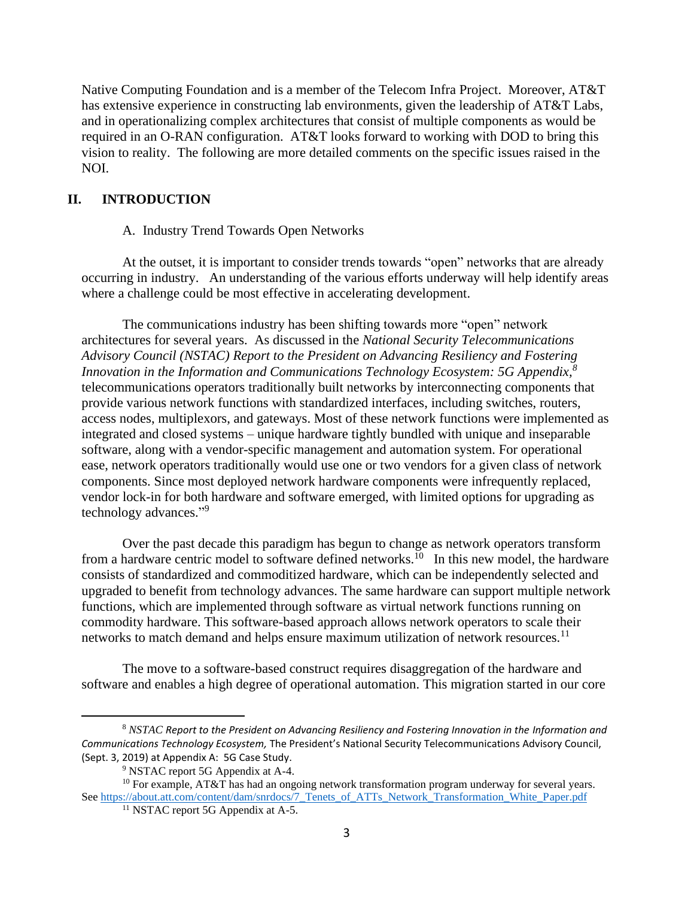Native Computing Foundation and is a member of the Telecom Infra Project. Moreover, AT&T has extensive experience in constructing lab environments, given the leadership of AT&T Labs, and in operationalizing complex architectures that consist of multiple components as would be required in an O-RAN configuration. AT&T looks forward to working with DOD to bring this vision to reality. The following are more detailed comments on the specific issues raised in the NOI.

## II. INTRODUCTION

### A. Industry Trend Towards Open Networks

At the outset, it is important to consider trends towards "open" networks that are already occurring in industry. An understanding of the various efforts underway will help identify areas where a challenge could be most effective in accelerating development.

The communications industry has been shifting towards more "open" network architectures for several years. As discussed in the *National Security Telecommunications Advisory Council (NSTAC) Report to the President on Advancing Resiliency and Fostering Innovation in the Information and Communications Technology Ecosystem: 5G Appendix*,[8] telecommunications operators traditionally built networks by interconnecting components that provide various network functions with standardized interfaces, including switches, routers, access nodes, multiplexors, and gateways. Most of these network functions were implemented as integrated and closed systems – unique hardware tightly bundled with unique and inseparable software, along with a vendor-specific management and automation system. For operational ease, network operators traditionally would use one or two vendors for a given class of network components. Since most deployed network hardware components were infrequently replaced, vendor lock-in for both hardware and software emerged, with limited options for upgrading as technology advances."[9]

Over the past decade this paradigm has begun to change as network operators transform from a hardware centric model to software defined networks.[10] In this new model, the hardware consists of standardized and commoditized hardware, which can be independently selected and upgraded to benefit from technology advances. The same hardware can support multiple network functions, which are implemented through software as virtual network functions running on commodity hardware. This software-based approach allows network operators to scale their networks to match demand and helps ensure maximum utilization of network resources.[11]

The move to a software-based construct requires disaggregation of the hardware and software and enables a high degree of operational automation. This migration started in our core

---

[8] *NSTAC Report to the President on Advancing Resiliency and Fostering Innovation in the Information and Communications Technology Ecosystem,* The President's National Security Telecommunications Advisory Council, (Sept. 3, 2019) at Appendix A: 5G Case Study.

[9] NSTAC report 5G Appendix at A-4.

[10] For example, AT&T has had an ongoing network transformation program underway for several years. See https://about.att.com/content/dam/snrdocs/7_Tenets_of_ATTs_Network_Transformation_White_Paper.pdf

[11] NSTAC report 5G Appendix at A-5.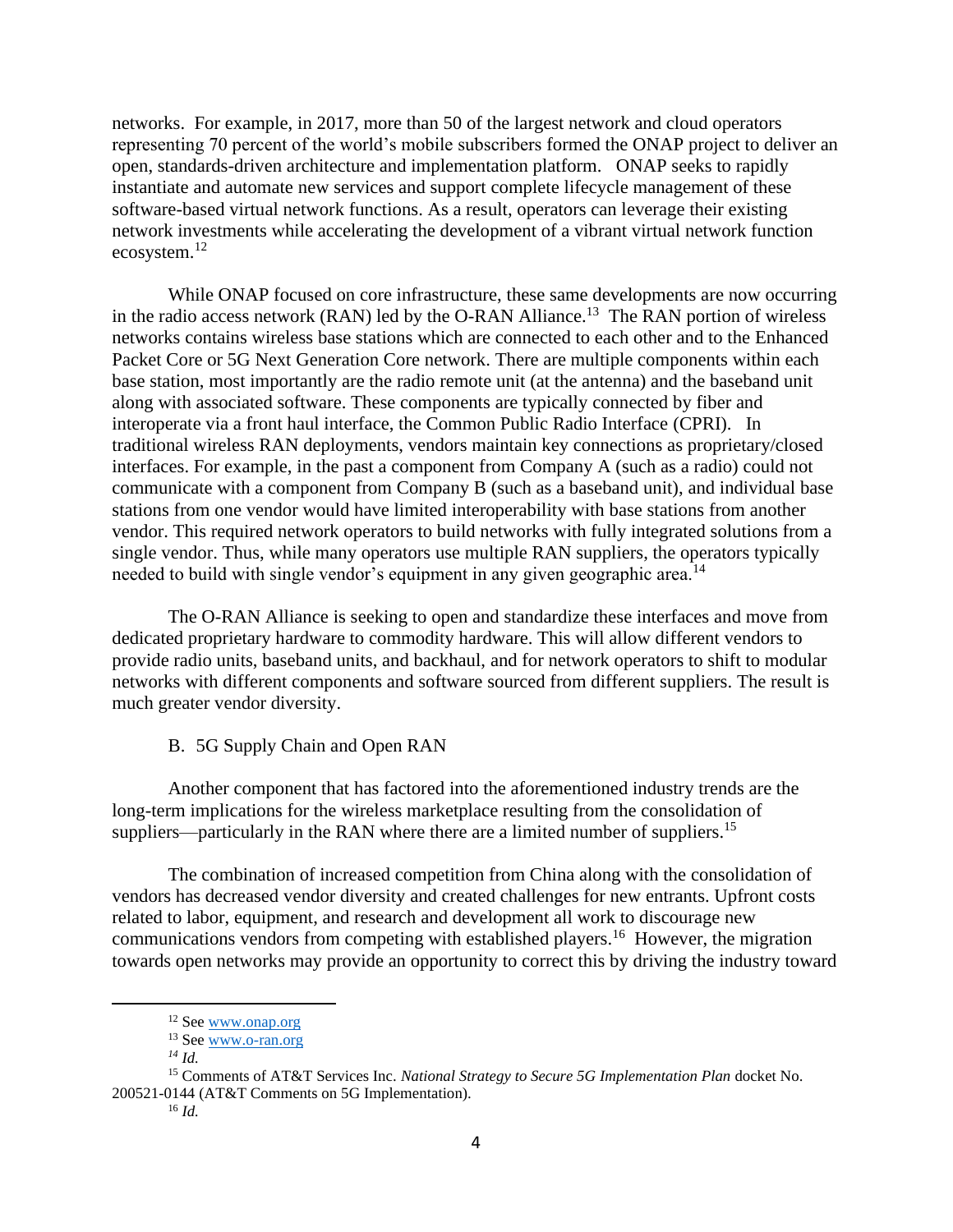networks. For example, in 2017, more than 50 of the largest network and cloud operators representing 70 percent of the world's mobile subscribers formed the ONAP project to deliver an open, standards-driven architecture and implementation platform. ONAP seeks to rapidly instantiate and automate new services and support complete lifecycle management of these software-based virtual network functions. As a result, operators can leverage their existing network investments while accelerating the development of a vibrant virtual network function ecosystem.[12]

While ONAP focused on core infrastructure, these same developments are now occurring in the radio access network (RAN) led by the O-RAN Alliance.[13] The RAN portion of wireless networks contains wireless base stations which are connected to each other and to the Enhanced Packet Core or 5G Next Generation Core network. There are multiple components within each base station, most importantly are the radio remote unit (at the antenna) and the baseband unit along with associated software. These components are typically connected by fiber and interoperate via a front haul interface, the Common Public Radio Interface (CPRI). In traditional wireless RAN deployments, vendors maintain key connections as proprietary/closed interfaces. For example, in the past a component from Company A (such as a radio) could not communicate with a component from Company B (such as a baseband unit), and individual base stations from one vendor would have limited interoperability with base stations from another vendor. This required network operators to build networks with fully integrated solutions from a single vendor. Thus, while many operators use multiple RAN suppliers, the operators typically needed to build with single vendor's equipment in any given geographic area.[14]

The O-RAN Alliance is seeking to open and standardize these interfaces and move from dedicated proprietary hardware to commodity hardware. This will allow different vendors to provide radio units, baseband units, and backhaul, and for network operators to shift to modular networks with different components and software sourced from different suppliers. The result is much greater vendor diversity.

### B. 5G Supply Chain and Open RAN

Another component that has factored into the aforementioned industry trends are the long-term implications for the wireless marketplace resulting from the consolidation of suppliers—particularly in the RAN where there are a limited number of suppliers.[15]

The combination of increased competition from China along with the consolidation of vendors has decreased vendor diversity and created challenges for new entrants. Upfront costs related to labor, equipment, and research and development all work to discourage new communications vendors from competing with established players.[16] However, the migration towards open networks may provide an opportunity to correct this by driving the industry toward

---

[12] See www.onap.org

[13] See www.o-ran.org

[14] *Id.*

[15] Comments of AT&T Services Inc. *National Strategy to Secure 5G Implementation Plan* docket No. 200521-0144 (AT&T Comments on 5G Implementation).

[16] *Id.*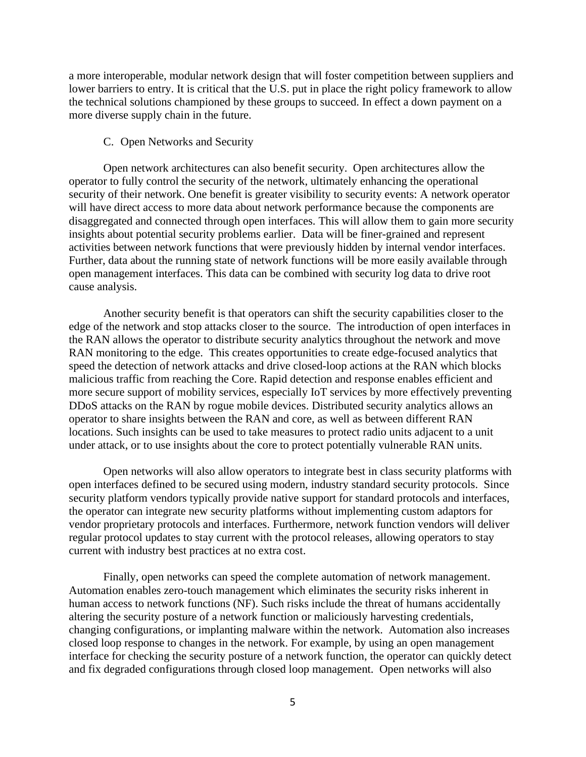a more interoperable, modular network design that will foster competition between suppliers and lower barriers to entry. It is critical that the U.S. put in place the right policy framework to allow the technical solutions championed by these groups to succeed. In effect a down payment on a more diverse supply chain in the future.

### C. Open Networks and Security

Open network architectures can also benefit security. Open architectures allow the operator to fully control the security of the network, ultimately enhancing the operational security of their network. One benefit is greater visibility to security events: A network operator will have direct access to more data about network performance because the components are disaggregated and connected through open interfaces. This will allow them to gain more security insights about potential security problems earlier. Data will be finer-grained and represent activities between network functions that were previously hidden by internal vendor interfaces. Further, data about the running state of network functions will be more easily available through open management interfaces. This data can be combined with security log data to drive root cause analysis.

Another security benefit is that operators can shift the security capabilities closer to the edge of the network and stop attacks closer to the source. The introduction of open interfaces in the RAN allows the operator to distribute security analytics throughout the network and move RAN monitoring to the edge. This creates opportunities to create edge-focused analytics that speed the detection of network attacks and drive closed-loop actions at the RAN which blocks malicious traffic from reaching the Core. Rapid detection and response enables efficient and more secure support of mobility services, especially IoT services by more effectively preventing DDoS attacks on the RAN by rogue mobile devices. Distributed security analytics allows an operator to share insights between the RAN and core, as well as between different RAN locations. Such insights can be used to take measures to protect radio units adjacent to a unit under attack, or to use insights about the core to protect potentially vulnerable RAN units.

Open networks will also allow operators to integrate best in class security platforms with open interfaces defined to be secured using modern, industry standard security protocols. Since security platform vendors typically provide native support for standard protocols and interfaces, the operator can integrate new security platforms without implementing custom adaptors for vendor proprietary protocols and interfaces. Furthermore, network function vendors will deliver regular protocol updates to stay current with the protocol releases, allowing operators to stay current with industry best practices at no extra cost.

Finally, open networks can speed the complete automation of network management. Automation enables zero-touch management which eliminates the security risks inherent in human access to network functions (NF). Such risks include the threat of humans accidentally altering the security posture of a network function or maliciously harvesting credentials, changing configurations, or implanting malware within the network. Automation also increases closed loop response to changes in the network. For example, by using an open management interface for checking the security posture of a network function, the operator can quickly detect and fix degraded configurations through closed loop management. Open networks will also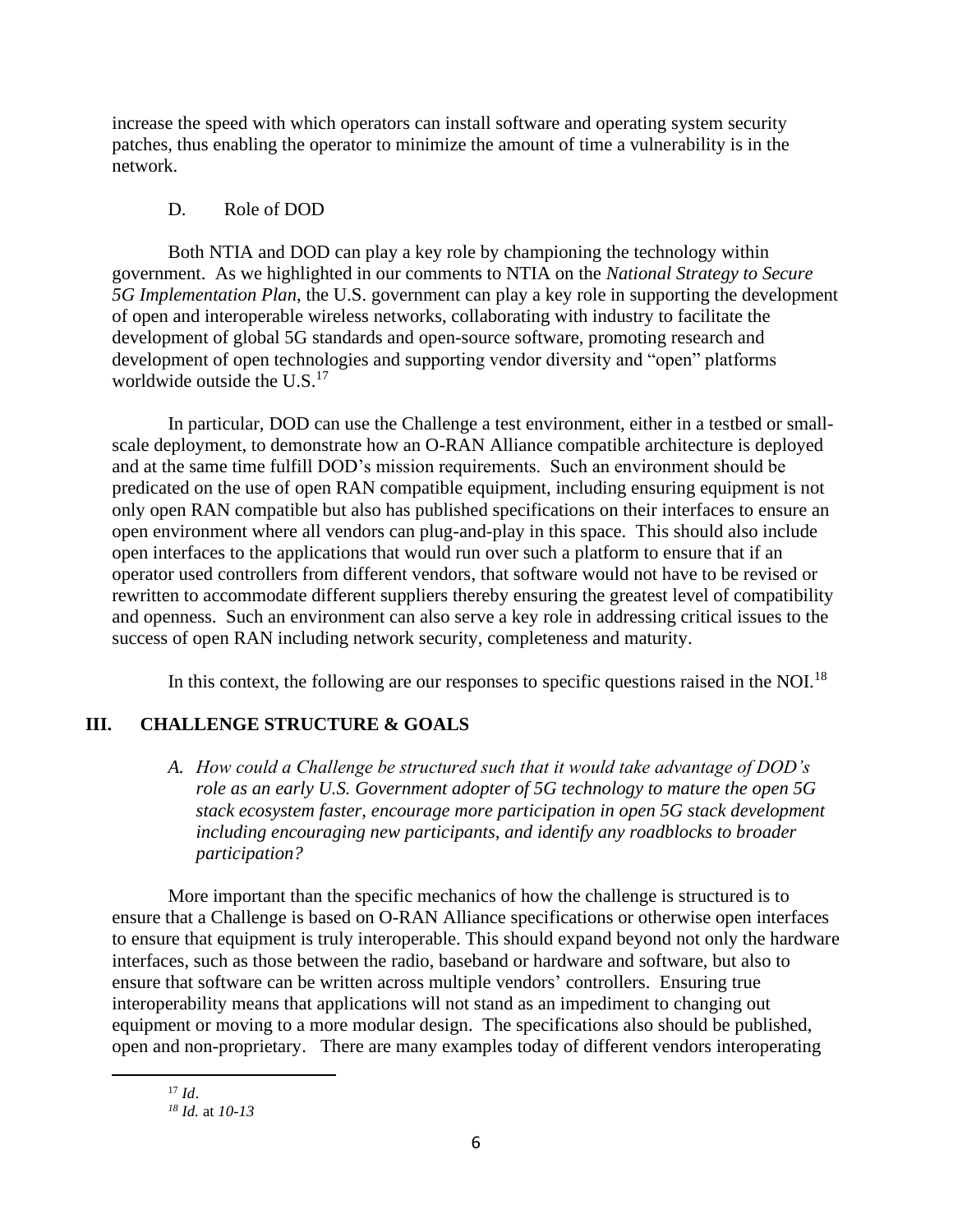increase the speed with which operators can install software and operating system security patches, thus enabling the operator to minimize the amount of time a vulnerability is in the network.

### D. Role of DOD

Both NTIA and DOD can play a key role by championing the technology within government. As we highlighted in our comments to NTIA on the *National Strategy to Secure 5G Implementation Plan*, the U.S. government can play a key role in supporting the development of open and interoperable wireless networks, collaborating with industry to facilitate the development of global 5G standards and open-source software, promoting research and development of open technologies and supporting vendor diversity and "open" platforms worldwide outside the U.S.[17]

In particular, DOD can use the Challenge a test environment, either in a testbed or small-scale deployment, to demonstrate how an O-RAN Alliance compatible architecture is deployed and at the same time fulfill DOD's mission requirements. Such an environment should be predicated on the use of open RAN compatible equipment, including ensuring equipment is not only open RAN compatible but also has published specifications on their interfaces to ensure an open environment where all vendors can plug-and-play in this space. This should also include open interfaces to the applications that would run over such a platform to ensure that if an operator used controllers from different vendors, that software would not have to be revised or rewritten to accommodate different suppliers thereby ensuring the greatest level of compatibility and openness. Such an environment can also serve a key role in addressing critical issues to the success of open RAN including network security, completeness and maturity.

In this context, the following are our responses to specific questions raised in the NOI.[18]

## III. CHALLENGE STRUCTURE & GOALS

*A. How could a Challenge be structured such that it would take advantage of DOD's role as an early U.S. Government adopter of 5G technology to mature the open 5G stack ecosystem faster, encourage more participation in open 5G stack development including encouraging new participants, and identify any roadblocks to broader participation?*

More important than the specific mechanics of how the challenge is structured is to ensure that a Challenge is based on O-RAN Alliance specifications or otherwise open interfaces to ensure that equipment is truly interoperable. This should expand beyond not only the hardware interfaces, such as those between the radio, baseband or hardware and software, but also to ensure that software can be written across multiple vendors' controllers. Ensuring true interoperability means that applications will not stand as an impediment to changing out equipment or moving to a more modular design. The specifications also should be published, open and non-proprietary. There are many examples today of different vendors interoperating

---

[17] *Id*.

[18] *Id.* at *10-13*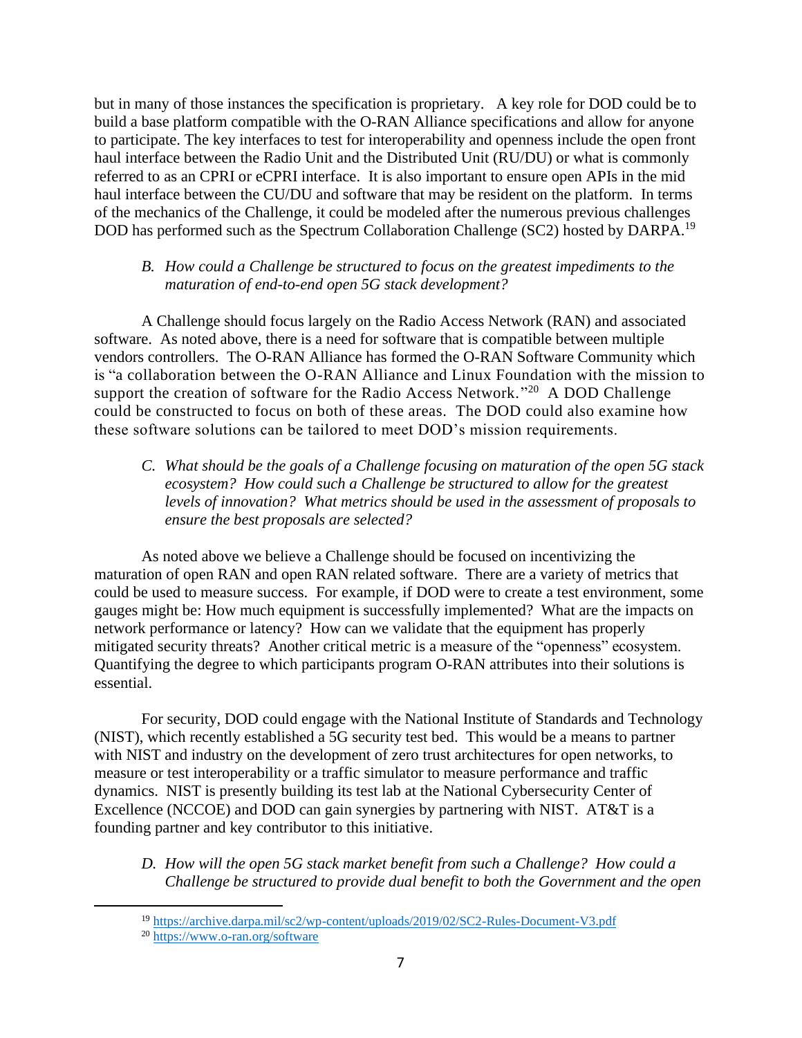but in many of those instances the specification is proprietary. A key role for DOD could be to build a base platform compatible with the O-RAN Alliance specifications and allow for anyone to participate. The key interfaces to test for interoperability and openness include the open front haul interface between the Radio Unit and the Distributed Unit (RU/DU) or what is commonly referred to as an CPRI or eCPRI interface. It is also important to ensure open APIs in the mid haul interface between the CU/DU and software that may be resident on the platform. In terms of the mechanics of the Challenge, it could be modeled after the numerous previous challenges DOD has performed such as the Spectrum Collaboration Challenge (SC2) hosted by DARPA.[19]

*B. How could a Challenge be structured to focus on the greatest impediments to the maturation of end-to-end open 5G stack development?*

A Challenge should focus largely on the Radio Access Network (RAN) and associated software. As noted above, there is a need for software that is compatible between multiple vendors controllers. The O-RAN Alliance has formed the O-RAN Software Community which is "a collaboration between the O-RAN Alliance and Linux Foundation with the mission to support the creation of software for the Radio Access Network."[20] A DOD Challenge could be constructed to focus on both of these areas. The DOD could also examine how these software solutions can be tailored to meet DOD's mission requirements.

*C. What should be the goals of a Challenge focusing on maturation of the open 5G stack ecosystem? How could such a Challenge be structured to allow for the greatest levels of innovation? What metrics should be used in the assessment of proposals to ensure the best proposals are selected?*

As noted above we believe a Challenge should be focused on incentivizing the maturation of open RAN and open RAN related software. There are a variety of metrics that could be used to measure success. For example, if DOD were to create a test environment, some gauges might be: How much equipment is successfully implemented? What are the impacts on network performance or latency? How can we validate that the equipment has properly mitigated security threats? Another critical metric is a measure of the "openness" ecosystem. Quantifying the degree to which participants program O-RAN attributes into their solutions is essential.

For security, DOD could engage with the National Institute of Standards and Technology (NIST), which recently established a 5G security test bed. This would be a means to partner with NIST and industry on the development of zero trust architectures for open networks, to measure or test interoperability or a traffic simulator to measure performance and traffic dynamics. NIST is presently building its test lab at the National Cybersecurity Center of Excellence (NCCOE) and DOD can gain synergies by partnering with NIST. AT&T is a founding partner and key contributor to this initiative.

*D. How will the open 5G stack market benefit from such a Challenge? How could a Challenge be structured to provide dual benefit to both the Government and the open*

---

[19] https://archive.darpa.mil/sc2/wp-content/uploads/2019/02/SC2-Rules-Document-V3.pdf

[20] https://www.o-ran.org/software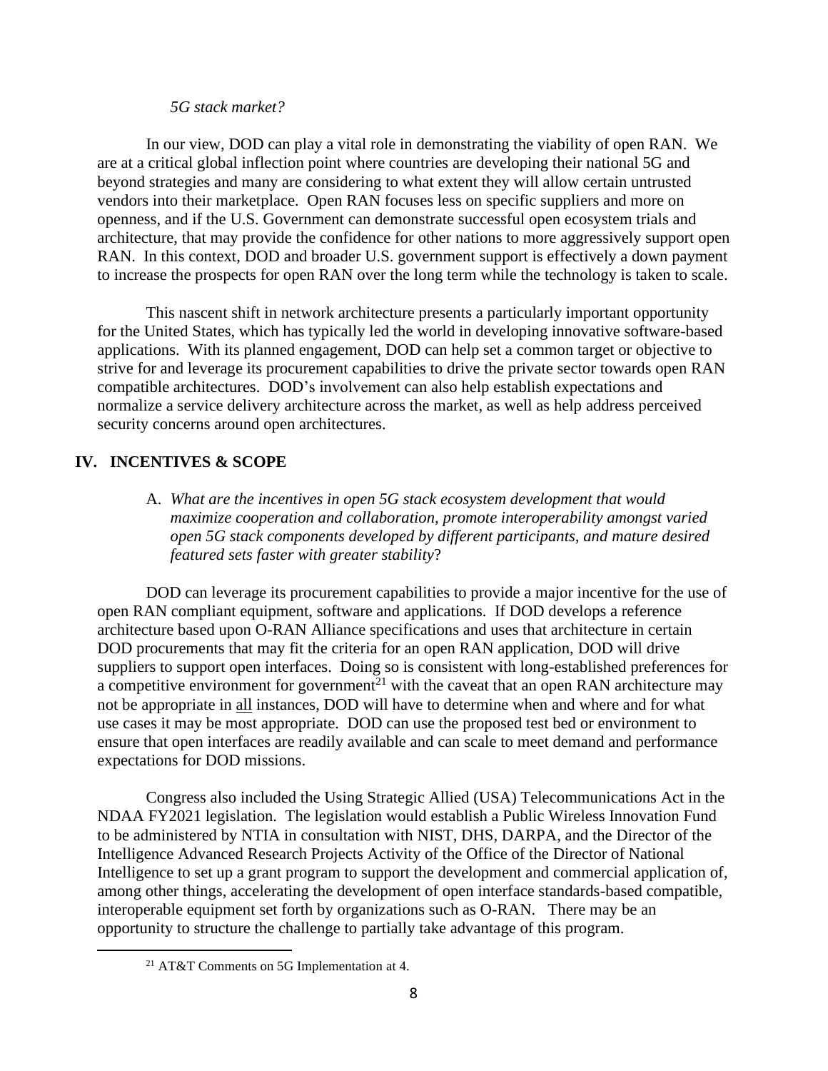*5G stack market?*

In our view, DOD can play a vital role in demonstrating the viability of open RAN. We are at a critical global inflection point where countries are developing their national 5G and beyond strategies and many are considering to what extent they will allow certain untrusted vendors into their marketplace. Open RAN focuses less on specific suppliers and more on openness, and if the U.S. Government can demonstrate successful open ecosystem trials and architecture, that may provide the confidence for other nations to more aggressively support open RAN. In this context, DOD and broader U.S. government support is effectively a down payment to increase the prospects for open RAN over the long term while the technology is taken to scale.

This nascent shift in network architecture presents a particularly important opportunity for the United States, which has typically led the world in developing innovative software-based applications. With its planned engagement, DOD can help set a common target or objective to strive for and leverage its procurement capabilities to drive the private sector towards open RAN compatible architectures. DOD's involvement can also help establish expectations and normalize a service delivery architecture across the market, as well as help address perceived security concerns around open architectures.

## IV. INCENTIVES & SCOPE

A. *What are the incentives in open 5G stack ecosystem development that would maximize cooperation and collaboration, promote interoperability amongst varied open 5G stack components developed by different participants, and mature desired featured sets faster with greater stability*?

DOD can leverage its procurement capabilities to provide a major incentive for the use of open RAN compliant equipment, software and applications. If DOD develops a reference architecture based upon O-RAN Alliance specifications and uses that architecture in certain DOD procurements that may fit the criteria for an open RAN application, DOD will drive suppliers to support open interfaces. Doing so is consistent with long-established preferences for a competitive environment for government[21] with the caveat that an open RAN architecture may not be appropriate in <u>all</u> instances, DOD will have to determine when and where and for what use cases it may be most appropriate. DOD can use the proposed test bed or environment to ensure that open interfaces are readily available and can scale to meet demand and performance expectations for DOD missions.

Congress also included the Using Strategic Allied (USA) Telecommunications Act in the NDAA FY2021 legislation. The legislation would establish a Public Wireless Innovation Fund to be administered by NTIA in consultation with NIST, DHS, DARPA, and the Director of the Intelligence Advanced Research Projects Activity of the Office of the Director of National Intelligence to set up a grant program to support the development and commercial application of, among other things, accelerating the development of open interface standards-based compatible, interoperable equipment set forth by organizations such as O-RAN. There may be an opportunity to structure the challenge to partially take advantage of this program.

[21] AT&T Comments on 5G Implementation at 4.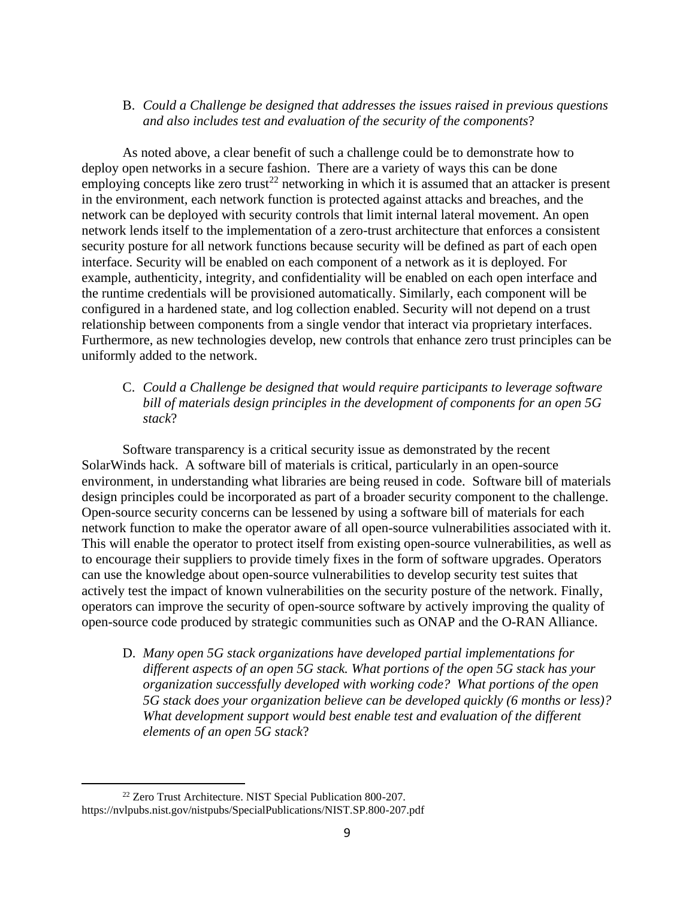B. *Could a Challenge be designed that addresses the issues raised in previous questions and also includes test and evaluation of the security of the components*?

As noted above, a clear benefit of such a challenge could be to demonstrate how to deploy open networks in a secure fashion. There are a variety of ways this can be done employing concepts like zero trust[22] networking in which it is assumed that an attacker is present in the environment, each network function is protected against attacks and breaches, and the network can be deployed with security controls that limit internal lateral movement. An open network lends itself to the implementation of a zero-trust architecture that enforces a consistent security posture for all network functions because security will be defined as part of each open interface. Security will be enabled on each component of a network as it is deployed. For example, authenticity, integrity, and confidentiality will be enabled on each open interface and the runtime credentials will be provisioned automatically. Similarly, each component will be configured in a hardened state, and log collection enabled. Security will not depend on a trust relationship between components from a single vendor that interact via proprietary interfaces. Furthermore, as new technologies develop, new controls that enhance zero trust principles can be uniformly added to the network.

C. *Could a Challenge be designed that would require participants to leverage software bill of materials design principles in the development of components for an open 5G stack*?

Software transparency is a critical security issue as demonstrated by the recent SolarWinds hack. A software bill of materials is critical, particularly in an open-source environment, in understanding what libraries are being reused in code. Software bill of materials design principles could be incorporated as part of a broader security component to the challenge. Open-source security concerns can be lessened by using a software bill of materials for each network function to make the operator aware of all open-source vulnerabilities associated with it. This will enable the operator to protect itself from existing open-source vulnerabilities, as well as to encourage their suppliers to provide timely fixes in the form of software upgrades. Operators can use the knowledge about open-source vulnerabilities to develop security test suites that actively test the impact of known vulnerabilities on the security posture of the network. Finally, operators can improve the security of open-source software by actively improving the quality of open-source code produced by strategic communities such as ONAP and the O-RAN Alliance.

D. *Many open 5G stack organizations have developed partial implementations for different aspects of an open 5G stack. What portions of the open 5G stack has your organization successfully developed with working code? What portions of the open 5G stack does your organization believe can be developed quickly (6 months or less)? What development support would best enable test and evaluation of the different elements of an open 5G stack*?

---

[22] Zero Trust Architecture. NIST Special Publication 800-207. https://nvlpubs.nist.gov/nistpubs/SpecialPublications/NIST.SP.800-207.pdf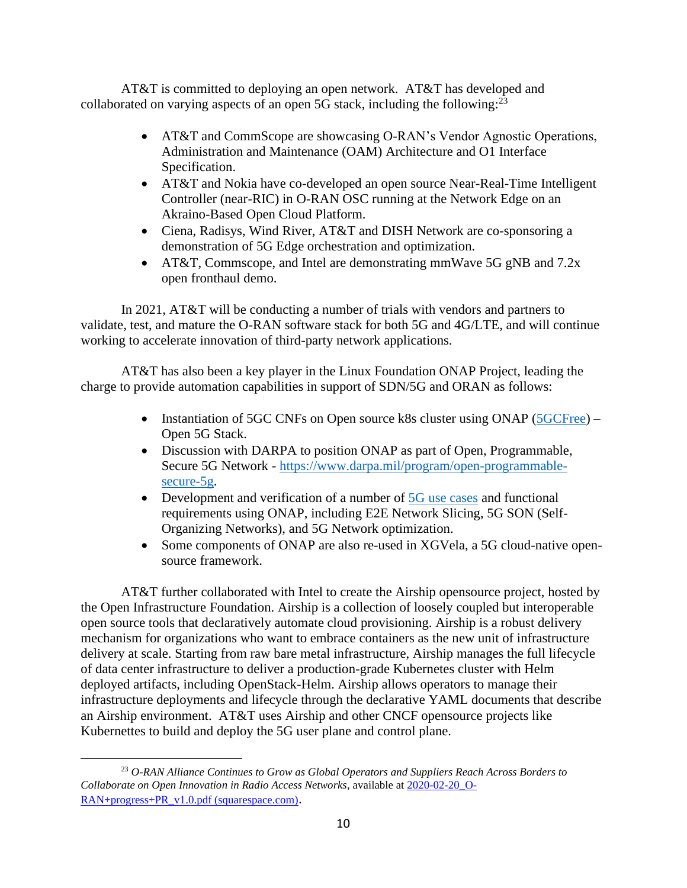AT&T is committed to deploying an open network. AT&T has developed and collaborated on varying aspects of an open 5G stack, including the following:[23]

- AT&T and CommScope are showcasing O-RAN's Vendor Agnostic Operations, Administration and Maintenance (OAM) Architecture and O1 Interface Specification.
- AT&T and Nokia have co-developed an open source Near-Real-Time Intelligent Controller (near-RIC) in O-RAN OSC running at the Network Edge on an Akraino-Based Open Cloud Platform.
- Ciena, Radisys, Wind River, AT&T and DISH Network are co-sponsoring a demonstration of 5G Edge orchestration and optimization.
- AT&T, Commscope, and Intel are demonstrating mmWave 5G gNB and 7.2x open fronthaul demo.

In 2021, AT&T will be conducting a number of trials with vendors and partners to validate, test, and mature the O-RAN software stack for both 5G and 4G/LTE, and will continue working to accelerate innovation of third-party network applications.

AT&T has also been a key player in the Linux Foundation ONAP Project, leading the charge to provide automation capabilities in support of SDN/5G and ORAN as follows:

- Instantiation of 5GC CNFs on Open source k8s cluster using ONAP (5GCFree) – Open 5G Stack.
- Discussion with DARPA to position ONAP as part of Open, Programmable, Secure 5G Network - https://www.darpa.mil/program/open-programmable-secure-5g.
- Development and verification of a number of 5G use cases and functional requirements using ONAP, including E2E Network Slicing, 5G SON (Self-Organizing Networks), and 5G Network optimization.
- Some components of ONAP are also re-used in XGVela, a 5G cloud-native open-source framework.

AT&T further collaborated with Intel to create the Airship opensource project, hosted by the Open Infrastructure Foundation. Airship is a collection of loosely coupled but interoperable open source tools that declaratively automate cloud provisioning. Airship is a robust delivery mechanism for organizations who want to embrace containers as the new unit of infrastructure delivery at scale. Starting from raw bare metal infrastructure, Airship manages the full lifecycle of data center infrastructure to deliver a production-grade Kubernetes cluster with Helm deployed artifacts, including OpenStack-Helm. Airship allows operators to manage their infrastructure deployments and lifecycle through the declarative YAML documents that describe an Airship environment. AT&T uses Airship and other CNCF opensource projects like Kubernettes to build and deploy the 5G user plane and control plane.

---

[23] *O-RAN Alliance Continues to Grow as Global Operators and Suppliers Reach Across Borders to Collaborate on Open Innovation in Radio Access Networks*, available at 2020-02-20_O-RAN+progress+PR_v1.0.pdf (squarespace.com).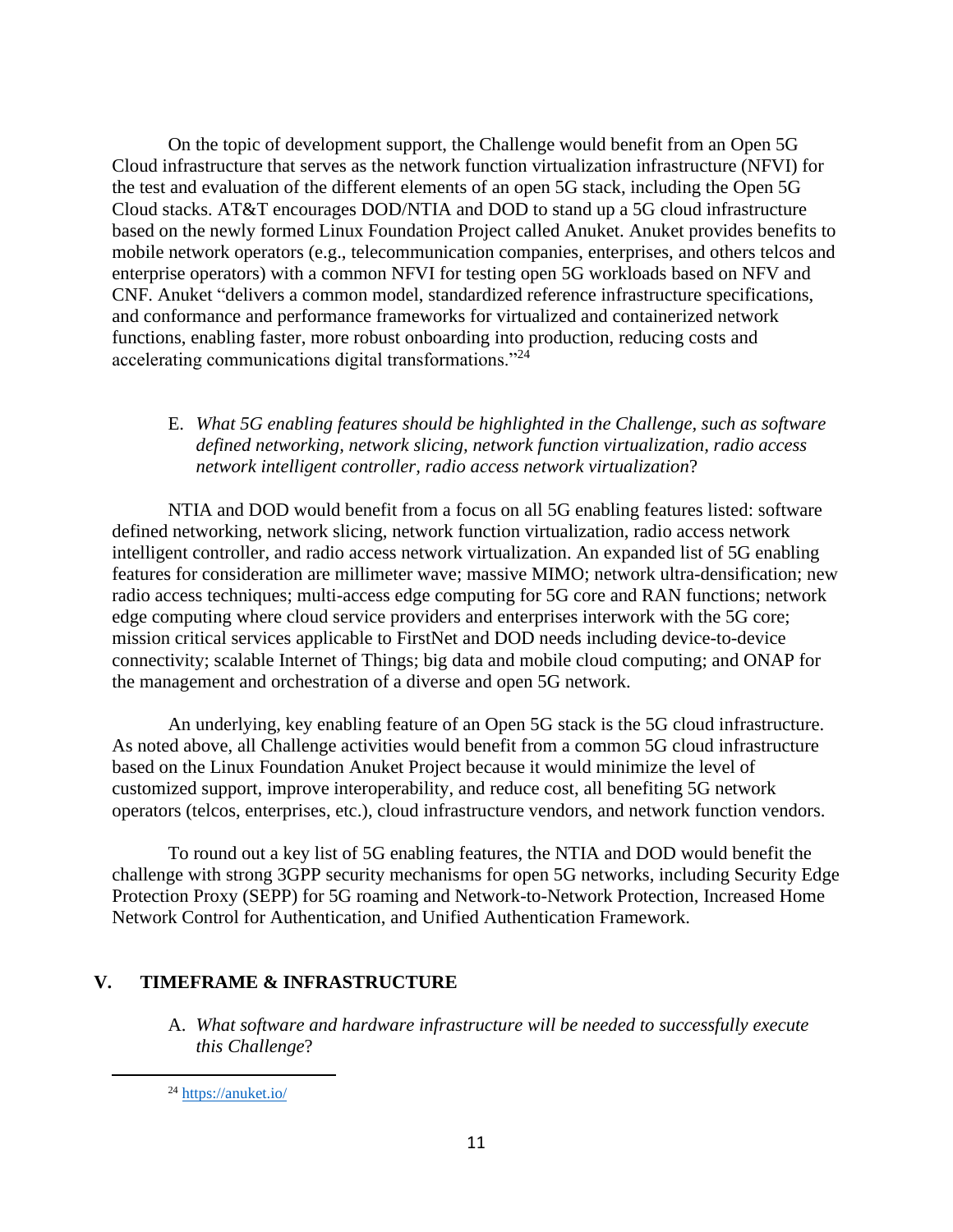On the topic of development support, the Challenge would benefit from an Open 5G Cloud infrastructure that serves as the network function virtualization infrastructure (NFVI) for the test and evaluation of the different elements of an open 5G stack, including the Open 5G Cloud stacks. AT&T encourages DOD/NTIA and DOD to stand up a 5G cloud infrastructure based on the newly formed Linux Foundation Project called Anuket. Anuket provides benefits to mobile network operators (e.g., telecommunication companies, enterprises, and others telcos and enterprise operators) with a common NFVI for testing open 5G workloads based on NFV and CNF. Anuket "delivers a common model, standardized reference infrastructure specifications, and conformance and performance frameworks for virtualized and containerized network functions, enabling faster, more robust onboarding into production, reducing costs and accelerating communications digital transformations."[24]

E. *What 5G enabling features should be highlighted in the Challenge, such as software defined networking, network slicing, network function virtualization, radio access network intelligent controller, radio access network virtualization*?

NTIA and DOD would benefit from a focus on all 5G enabling features listed: software defined networking, network slicing, network function virtualization, radio access network intelligent controller, and radio access network virtualization. An expanded list of 5G enabling features for consideration are millimeter wave; massive MIMO; network ultra-densification; new radio access techniques; multi-access edge computing for 5G core and RAN functions; network edge computing where cloud service providers and enterprises interwork with the 5G core; mission critical services applicable to FirstNet and DOD needs including device-to-device connectivity; scalable Internet of Things; big data and mobile cloud computing; and ONAP for the management and orchestration of a diverse and open 5G network.

An underlying, key enabling feature of an Open 5G stack is the 5G cloud infrastructure. As noted above, all Challenge activities would benefit from a common 5G cloud infrastructure based on the Linux Foundation Anuket Project because it would minimize the level of customized support, improve interoperability, and reduce cost, all benefiting 5G network operators (telcos, enterprises, etc.), cloud infrastructure vendors, and network function vendors.

To round out a key list of 5G enabling features, the NTIA and DOD would benefit the challenge with strong 3GPP security mechanisms for open 5G networks, including Security Edge Protection Proxy (SEPP) for 5G roaming and Network-to-Network Protection, Increased Home Network Control for Authentication, and Unified Authentication Framework.

## V. TIMEFRAME & INFRASTRUCTURE

A. *What software and hardware infrastructure will be needed to successfully execute this Challenge*?

---

[24] https://anuket.io/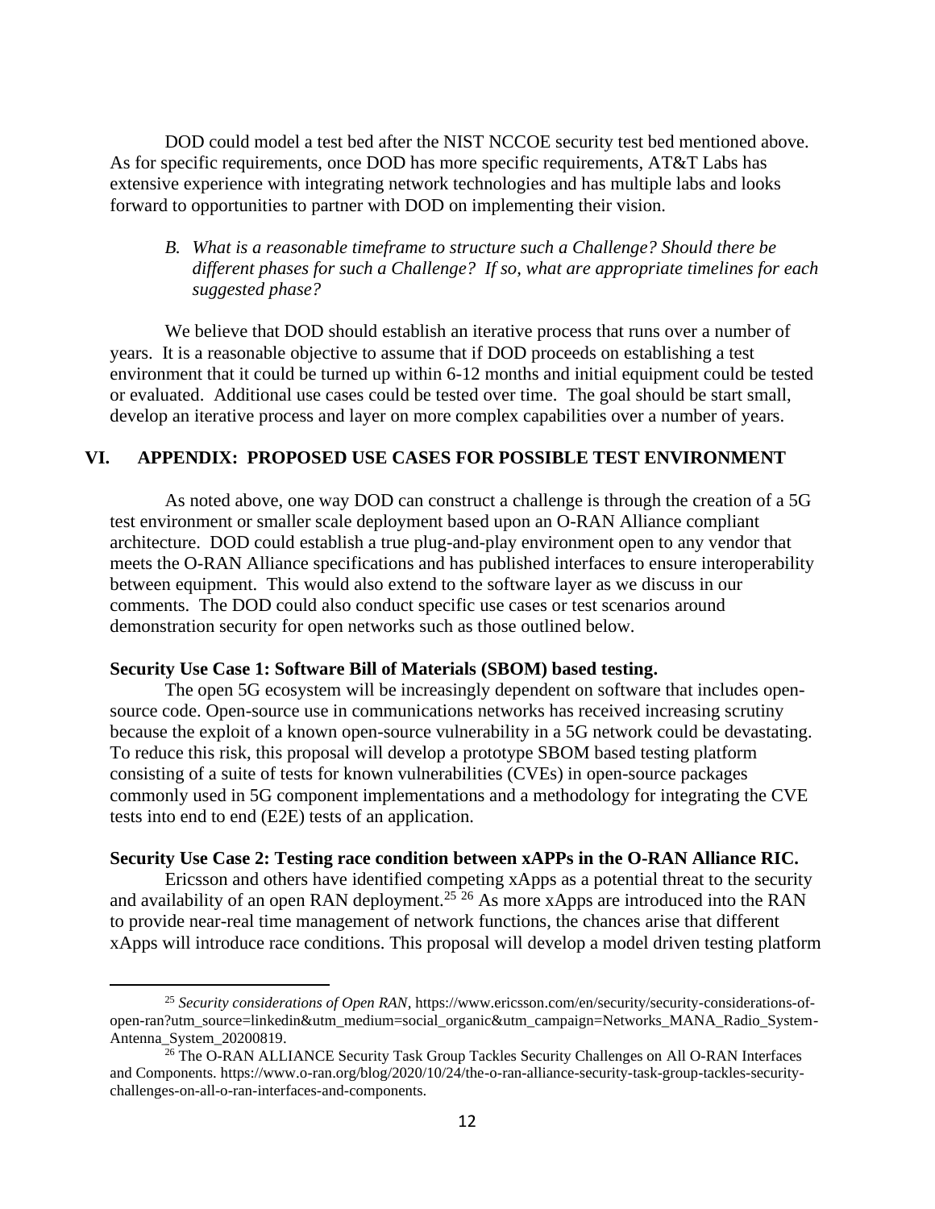DOD could model a test bed after the NIST NCCOE security test bed mentioned above. As for specific requirements, once DOD has more specific requirements, AT&T Labs has extensive experience with integrating network technologies and has multiple labs and looks forward to opportunities to partner with DOD on implementing their vision.

*B. What is a reasonable timeframe to structure such a Challenge? Should there be different phases for such a Challenge? If so, what are appropriate timelines for each suggested phase?*

We believe that DOD should establish an iterative process that runs over a number of years. It is a reasonable objective to assume that if DOD proceeds on establishing a test environment that it could be turned up within 6-12 months and initial equipment could be tested or evaluated. Additional use cases could be tested over time. The goal should be start small, develop an iterative process and layer on more complex capabilities over a number of years.

## VI. APPENDIX: PROPOSED USE CASES FOR POSSIBLE TEST ENVIRONMENT

As noted above, one way DOD can construct a challenge is through the creation of a 5G test environment or smaller scale deployment based upon an O-RAN Alliance compliant architecture. DOD could establish a true plug-and-play environment open to any vendor that meets the O-RAN Alliance specifications and has published interfaces to ensure interoperability between equipment. This would also extend to the software layer as we discuss in our comments. The DOD could also conduct specific use cases or test scenarios around demonstration security for open networks such as those outlined below.

**Security Use Case 1: Software Bill of Materials (SBOM) based testing.**

The open 5G ecosystem will be increasingly dependent on software that includes open-source code. Open-source use in communications networks has received increasing scrutiny because the exploit of a known open-source vulnerability in a 5G network could be devastating. To reduce this risk, this proposal will develop a prototype SBOM based testing platform consisting of a suite of tests for known vulnerabilities (CVEs) in open-source packages commonly used in 5G component implementations and a methodology for integrating the CVE tests into end to end (E2E) tests of an application.

**Security Use Case 2: Testing race condition between xAPPs in the O-RAN Alliance RIC.**

Ericsson and others have identified competing xApps as a potential threat to the security and availability of an open RAN deployment.[25] [26] As more xApps are introduced into the RAN to provide near-real time management of network functions, the chances arise that different xApps will introduce race conditions. This proposal will develop a model driven testing platform

[25] *Security considerations of Open RAN*, https://www.ericsson.com/en/security/security-considerations-of-open-ran?utm_source=linkedin&utm_medium=social_organic&utm_campaign=Networks_MANA_Radio_System-Antenna_System_20200819.

[26] The O-RAN ALLIANCE Security Task Group Tackles Security Challenges on All O-RAN Interfaces and Components. https://www.o-ran.org/blog/2020/10/24/the-o-ran-alliance-security-task-group-tackles-security-challenges-on-all-o-ran-interfaces-and-components.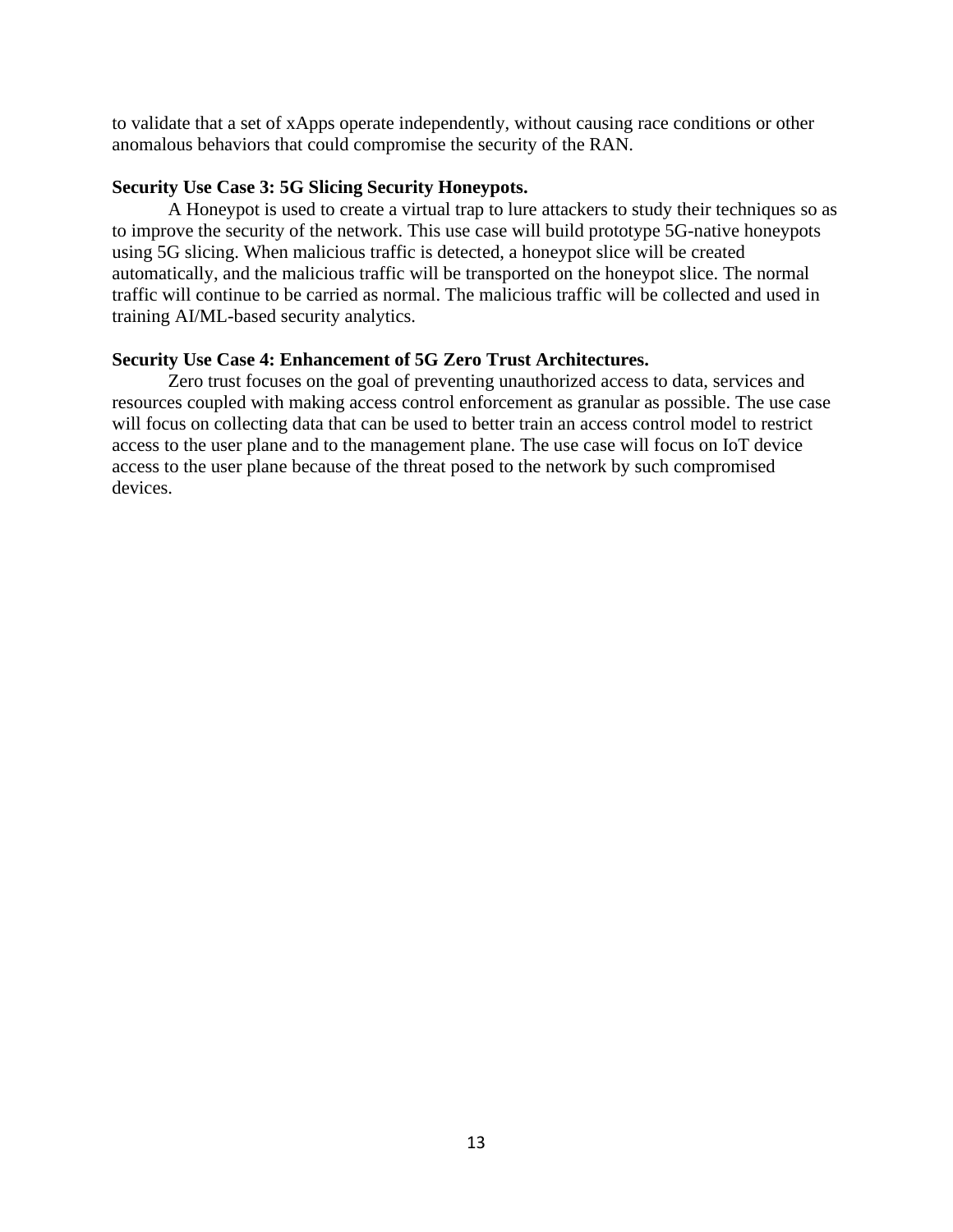to validate that a set of xApps operate independently, without causing race conditions or other anomalous behaviors that could compromise the security of the RAN.

**Security Use Case 3: 5G Slicing Security Honeypots.**

A Honeypot is used to create a virtual trap to lure attackers to study their techniques so as to improve the security of the network. This use case will build prototype 5G-native honeypots using 5G slicing. When malicious traffic is detected, a honeypot slice will be created automatically, and the malicious traffic will be transported on the honeypot slice. The normal traffic will continue to be carried as normal. The malicious traffic will be collected and used in training AI/ML-based security analytics.

**Security Use Case 4: Enhancement of 5G Zero Trust Architectures.**

Zero trust focuses on the goal of preventing unauthorized access to data, services and resources coupled with making access control enforcement as granular as possible. The use case will focus on collecting data that can be used to better train an access control model to restrict access to the user plane and to the management plane. The use case will focus on IoT device access to the user plane because of the threat posed to the network by such compromised devices.